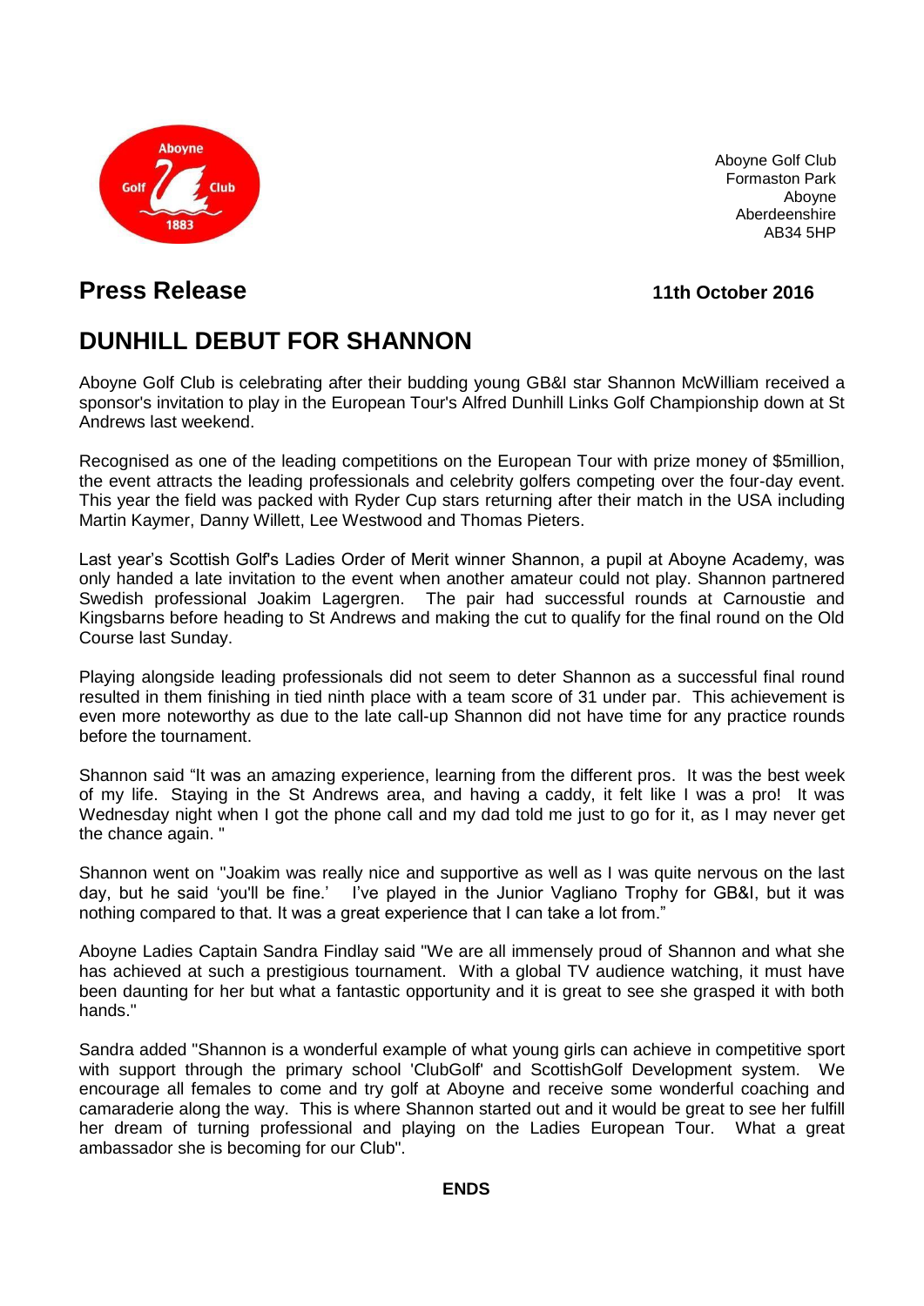Aboyne Golf Club
Formaston Park
Aboyne
Aberdeenshire
AB34 5HP

## Press Release

**11th October 2016**

# DUNHILL DEBUT FOR SHANNON

Aboyne Golf Club is celebrating after their budding young GB&I star Shannon McWilliam received a sponsor's invitation to play in the European Tour's Alfred Dunhill Links Golf Championship down at St Andrews last weekend.

Recognised as one of the leading competitions on the European Tour with prize money of $5million, the event attracts the leading professionals and celebrity golfers competing over the four-day event. This year the field was packed with Ryder Cup stars returning after their match in the USA including Martin Kaymer, Danny Willett, Lee Westwood and Thomas Pieters.

Last year's Scottish Golf's Ladies Order of Merit winner Shannon, a pupil at Aboyne Academy, was only handed a late invitation to the event when another amateur could not play. Shannon partnered Swedish professional Joakim Lagergren. The pair had successful rounds at Carnoustie and Kingsbarns before heading to St Andrews and making the cut to qualify for the final round on the Old Course last Sunday.

Playing alongside leading professionals did not seem to deter Shannon as a successful final round resulted in them finishing in tied ninth place with a team score of 31 under par. This achievement is even more noteworthy as due to the late call-up Shannon did not have time for any practice rounds before the tournament.

Shannon said "It was an amazing experience, learning from the different pros. It was the best week of my life. Staying in the St Andrews area, and having a caddy, it felt like I was a pro! It was Wednesday night when I got the phone call and my dad told me just to go for it, as I may never get the chance again. "

Shannon went on "Joakim was really nice and supportive as well as I was quite nervous on the last day, but he said 'you'll be fine.' I've played in the Junior Vagliano Trophy for GB&I, but it was nothing compared to that. It was a great experience that I can take a lot from."

Aboyne Ladies Captain Sandra Findlay said "We are all immensely proud of Shannon and what she has achieved at such a prestigious tournament. With a global TV audience watching, it must have been daunting for her but what a fantastic opportunity and it is great to see she grasped it with both hands."

Sandra added "Shannon is a wonderful example of what young girls can achieve in competitive sport with support through the primary school 'ClubGolf' and ScottishGolf Development system. We encourage all females to come and try golf at Aboyne and receive some wonderful coaching and camaraderie along the way. This is where Shannon started out and it would be great to see her fulfill her dream of turning professional and playing on the Ladies European Tour. What a great ambassador she is becoming for our Club".

**ENDS**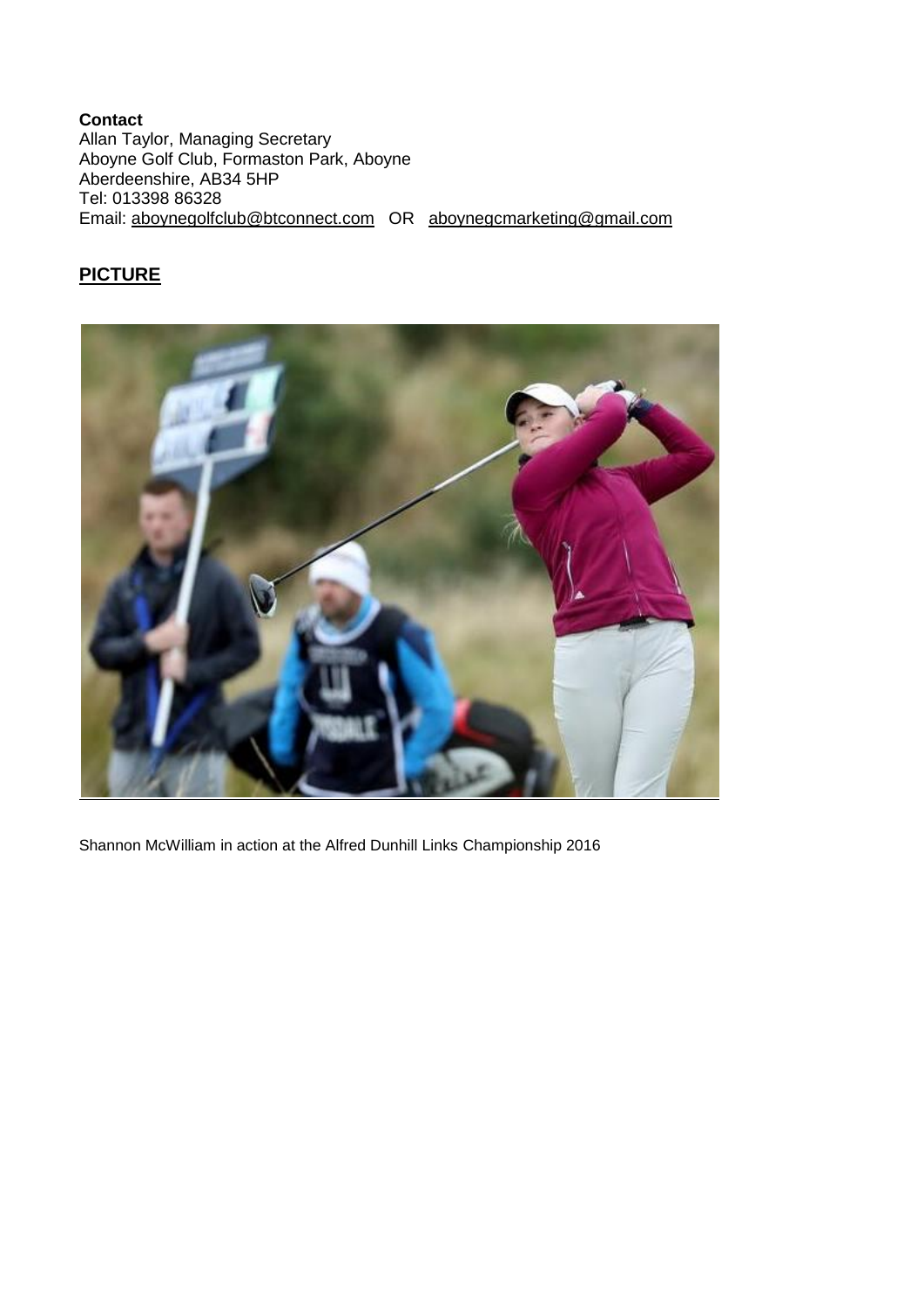**Contact**
Allan Taylor, Managing Secretary
Aboyne Golf Club, Formaston Park, Aboyne
Aberdeenshire, AB34 5HP
Tel: 013398 86328
Email: aboynegolfclub@btconnect.com OR aboynegcmarketing@gmail.com

**PICTURE**

Shannon McWilliam in action at the Alfred Dunhill Links Championship 2016